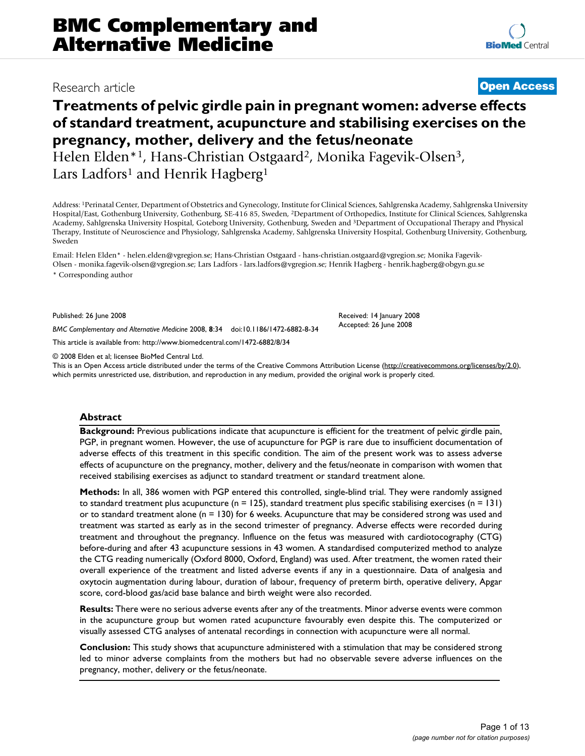Research article

**Open Access**

# Treatments of pelvic girdle pain in pregnant women: adverse effects of standard treatment, acupuncture and stabilising exercises on the pregnancy, mother, delivery and the fetus/neonate

Helen Elden*[1], Hans-Christian Ostgaard[2], Monika Fagevik-Olsen[3], Lars Ladfors[1] and Henrik Hagberg[1]

Address: [1]Perinatal Center, Department of Obstetrics and Gynecology, Institute for Clinical Sciences, Sahlgrenska Academy, Sahlgrenska University Hospital/East, Gothenburg University, Gothenburg, SE-416 85, Sweden, [2]Department of Orthopedics, Institute for Clinical Sciences, Sahlgrenska Academy, Sahlgrenska University Hospital, Goteborg University, Gothenburg, Sweden and [3]Department of Occupational Therapy and Physical Therapy, Institute of Neuroscience and Physiology, Sahlgrenska Academy, Sahlgrenska University Hospital, Gothenburg University, Gothenburg, Sweden

Email: Helen Elden* - helen.elden@vgregion.se; Hans-Christian Ostgaard - hans-christian.ostgaard@vgregion.se; Monika Fagevik-Olsen - monika.fagevik-olsen@vgregion.se; Lars Ladfors - lars.ladfors@vgregion.se; Henrik Hagberg - henrik.hagberg@obgyn.gu.se

\* Corresponding author

Published: 26 June 2008

*BMC Complementary and Alternative Medicine* 2008, **8**:34 doi:10.1186/1472-6882-8-34

Received: 14 January 2008

Accepted: 26 June 2008

This article is available from: http://www.biomedcentral.com/1472-6882/8/34

© 2008 Elden et al; licensee BioMed Central Ltd.

This is an Open Access article distributed under the terms of the Creative Commons Attribution License (http://creativecommons.org/licenses/by/2.0), which permits unrestricted use, distribution, and reproduction in any medium, provided the original work is properly cited.

## Abstract

**Background:** Previous publications indicate that acupuncture is efficient for the treatment of pelvic girdle pain, PGP, in pregnant women. However, the use of acupuncture for PGP is rare due to insufficient documentation of adverse effects of this treatment in this specific condition. The aim of the present work was to assess adverse effects of acupuncture on the pregnancy, mother, delivery and the fetus/neonate in comparison with women that received stabilising exercises as adjunct to standard treatment or standard treatment alone.

**Methods:** In all, 386 women with PGP entered this controlled, single-blind trial. They were randomly assigned to standard treatment plus acupuncture (n = 125), standard treatment plus specific stabilising exercises (n = 131) or to standard treatment alone (n = 130) for 6 weeks. Acupuncture that may be considered strong was used and treatment was started as early as in the second trimester of pregnancy. Adverse effects were recorded during treatment and throughout the pregnancy. Influence on the fetus was measured with cardiotocography (CTG) before-during and after 43 acupuncture sessions in 43 women. A standardised computerized method to analyze the CTG reading numerically (Oxford 8000, Oxford, England) was used. After treatment, the women rated their overall experience of the treatment and listed adverse events if any in a questionnaire. Data of analgesia and oxytocin augmentation during labour, duration of labour, frequency of preterm birth, operative delivery, Apgar score, cord-blood gas/acid base balance and birth weight were also recorded.

**Results:** There were no serious adverse events after any of the treatments. Minor adverse events were common in the acupuncture group but women rated acupuncture favourably even despite this. The computerized or visually assessed CTG analyses of antenatal recordings in connection with acupuncture were all normal.

**Conclusion:** This study shows that acupuncture administered with a stimulation that may be considered strong led to minor adverse complaints from the mothers but had no observable severe adverse influences on the pregnancy, mother, delivery or the fetus/neonate.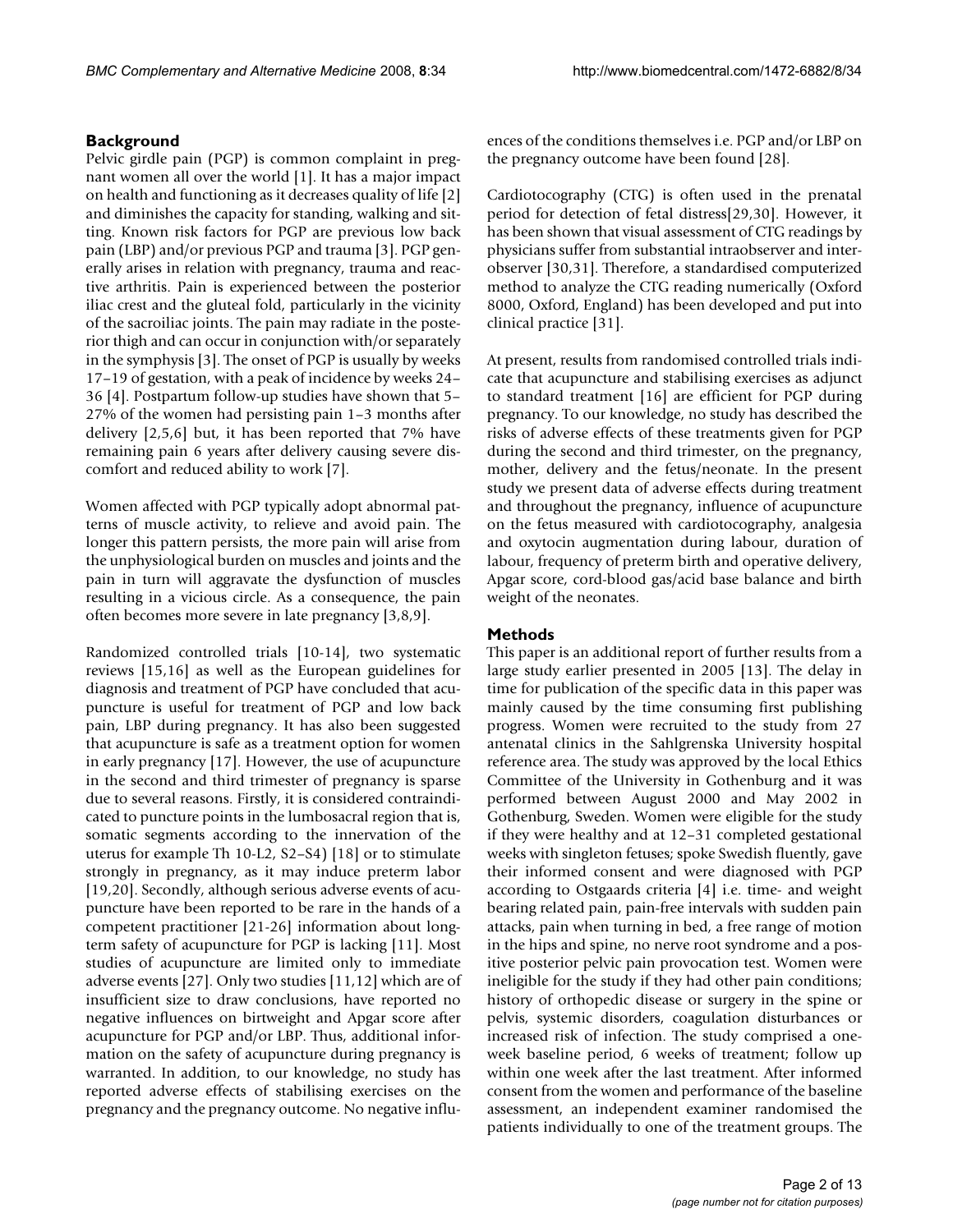## Background

Pelvic girdle pain (PGP) is common complaint in pregnant women all over the world [1]. It has a major impact on health and functioning as it decreases quality of life [2] and diminishes the capacity for standing, walking and sitting. Known risk factors for PGP are previous low back pain (LBP) and/or previous PGP and trauma [3]. PGP generally arises in relation with pregnancy, trauma and reactive arthritis. Pain is experienced between the posterior iliac crest and the gluteal fold, particularly in the vicinity of the sacroiliac joints. The pain may radiate in the posterior thigh and can occur in conjunction with/or separately in the symphysis [3]. The onset of PGP is usually by weeks 17–19 of gestation, with a peak of incidence by weeks 24–36 [4]. Postpartum follow-up studies have shown that 5–27% of the women had persisting pain 1–3 months after delivery [2,5,6] but, it has been reported that 7% have remaining pain 6 years after delivery causing severe discomfort and reduced ability to work [7].

Women affected with PGP typically adopt abnormal patterns of muscle activity, to relieve and avoid pain. The longer this pattern persists, the more pain will arise from the unphysiological burden on muscles and joints and the pain in turn will aggravate the dysfunction of muscles resulting in a vicious circle. As a consequence, the pain often becomes more severe in late pregnancy [3,8,9].

Randomized controlled trials [10-14], two systematic reviews [15,16] as well as the European guidelines for diagnosis and treatment of PGP have concluded that acupuncture is useful for treatment of PGP and low back pain, LBP during pregnancy. It has also been suggested that acupuncture is safe as a treatment option for women in early pregnancy [17]. However, the use of acupuncture in the second and third trimester of pregnancy is sparse due to several reasons. Firstly, it is considered contraindicated to puncture points in the lumbosacral region that is, somatic segments according to the innervation of the uterus for example Th 10-L2, S2–S4) [18] or to stimulate strongly in pregnancy, as it may induce preterm labor [19,20]. Secondly, although serious adverse events of acupuncture have been reported to be rare in the hands of a competent practitioner [21-26] information about long-term safety of acupuncture for PGP is lacking [11]. Most studies of acupuncture are limited only to immediate adverse events [27]. Only two studies [11,12] which are of insufficient size to draw conclusions, have reported no negative influences on birtweight and Apgar score after acupuncture for PGP and/or LBP. Thus, additional information on the safety of acupuncture during pregnancy is warranted. In addition, to our knowledge, no study has reported adverse effects of stabilising exercises on the pregnancy and the pregnancy outcome. No negative influences of the conditions themselves i.e. PGP and/or LBP on the pregnancy outcome have been found [28].

Cardiotocography (CTG) is often used in the prenatal period for detection of fetal distress[29,30]. However, it has been shown that visual assessment of CTG readings by physicians suffer from substantial intraobserver and interobserver [30,31]. Therefore, a standardised computerized method to analyze the CTG reading numerically (Oxford 8000, Oxford, England) has been developed and put into clinical practice [31].

At present, results from randomised controlled trials indicate that acupuncture and stabilising exercises as adjunct to standard treatment [16] are efficient for PGP during pregnancy. To our knowledge, no study has described the risks of adverse effects of these treatments given for PGP during the second and third trimester, on the pregnancy, mother, delivery and the fetus/neonate. In the present study we present data of adverse effects during treatment and throughout the pregnancy, influence of acupuncture on the fetus measured with cardiotocography, analgesia and oxytocin augmentation during labour, duration of labour, frequency of preterm birth and operative delivery, Apgar score, cord-blood gas/acid base balance and birth weight of the neonates.

## Methods

This paper is an additional report of further results from a large study earlier presented in 2005 [13]. The delay in time for publication of the specific data in this paper was mainly caused by the time consuming first publishing progress. Women were recruited to the study from 27 antenatal clinics in the Sahlgrenska University hospital reference area. The study was approved by the local Ethics Committee of the University in Gothenburg and it was performed between August 2000 and May 2002 in Gothenburg, Sweden. Women were eligible for the study if they were healthy and at 12–31 completed gestational weeks with singleton fetuses; spoke Swedish fluently, gave their informed consent and were diagnosed with PGP according to Ostgaards criteria [4] i.e. time- and weight bearing related pain, pain-free intervals with sudden pain attacks, pain when turning in bed, a free range of motion in the hips and spine, no nerve root syndrome and a positive posterior pelvic pain provocation test. Women were ineligible for the study if they had other pain conditions; history of orthopedic disease or surgery in the spine or pelvis, systemic disorders, coagulation disturbances or increased risk of infection. The study comprised a one-week baseline period, 6 weeks of treatment; follow up within one week after the last treatment. After informed consent from the women and performance of the baseline assessment, an independent examiner randomised the patients individually to one of the treatment groups. The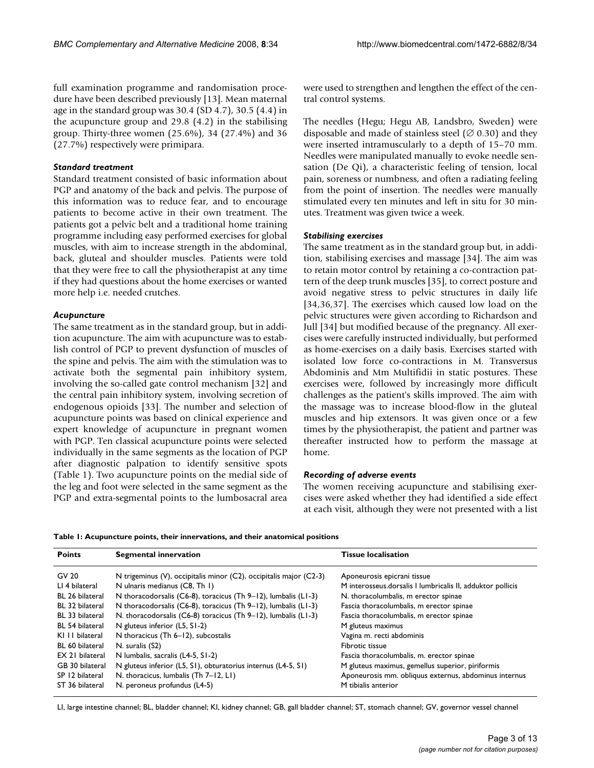full examination programme and randomisation procedure have been described previously [13]. Mean maternal age in the standard group was 30.4 (SD 4.7), 30.5 (4.4) in the acupuncture group and 29.8 (4.2) in the stabilising group. Thirty-three women (25.6%), 34 (27.4%) and 36 (27.7%) respectively were primipara.

### *Standard treatment*

Standard treatment consisted of basic information about PGP and anatomy of the back and pelvis. The purpose of this information was to reduce fear, and to encourage patients to become active in their own treatment. The patients got a pelvic belt and a traditional home training programme including easy performed exercises for global muscles, with aim to increase strength in the abdominal, back, gluteal and shoulder muscles. Patients were told that they were free to call the physiotherapist at any time if they had questions about the home exercises or wanted more help i.e. needed crutches.

### *Acupuncture*

The same treatment as in the standard group, but in addition acupuncture. The aim with acupuncture was to establish control of PGP to prevent dysfunction of muscles of the spine and pelvis. The aim with the stimulation was to activate both the segmental pain inhibitory system, involving the so-called gate control mechanism [32] and the central pain inhibitory system, involving secretion of endogenous opioids [33]. The number and selection of acupuncture points was based on clinical experience and expert knowledge of acupuncture in pregnant women with PGP. Ten classical acupuncture points were selected individually in the same segments as the location of PGP after diagnostic palpation to identify sensitive spots (Table 1). Two acupuncture points on the medial side of the leg and foot were selected in the same segment as the PGP and extra-segmental points to the lumbosacral area were used to strengthen and lengthen the effect of the central control systems.

The needles (Hegu; Hegu AB, Landsbro, Sweden) were disposable and made of stainless steel (∅ 0.30) and they were inserted intramuscularly to a depth of 15–70 mm. Needles were manipulated manually to evoke needle sensation (De Qi), a characteristic feeling of tension, local pain, soreness or numbness, and often a radiating feeling from the point of insertion. The needles were manually stimulated every ten minutes and left in situ for 30 minutes. Treatment was given twice a week.

### *Stabilising exercises*

The same treatment as in the standard group but, in addition, stabilising exercises and massage [34]. The aim was to retain motor control by retaining a co-contraction pattern of the deep trunk muscles [35], to correct posture and avoid negative stress to pelvic structures in daily life [34,36,37]. The exercises which caused low load on the pelvic structures were given according to Richardson and Jull [34] but modified because of the pregnancy. All exercises were carefully instructed individually, but performed as home-exercises on a daily basis. Exercises started with isolated low force co-contractions in M. Transversus Abdominis and Mm Multifidii in static postures. These exercises were, followed by increasingly more difficult challenges as the patient's skills improved. The aim with the massage was to increase blood-flow in the gluteal muscles and hip extensors. It was given once or a few times by the physiotherapist, the patient and partner was thereafter instructed how to perform the massage at home.

### *Recording of adverse events*

The women receiving acupuncture and stabilising exercises were asked whether they had identified a side effect at each visit, although they were not presented with a list

**Table 1: Acupuncture points, their innervations, and their anatomical positions**

| Points | Segmental innervation | Tissue localisation |
|---|---|---|
| GV 20 | N trigeminus (V), occipitalis minor (C2), occipitalis major (C2-3) | Aponeurosis epicrani tissue |
| LI 4 bilateral | N ulnaris medianus (C8, Th 1) | M interosseus.dorsalis I lumbricalis II, adduktor pollicis |
| BL 26 bilateral | N thoracodorsalis (C6-8), toracicus (Th 9–12), lumbalis (L1-3) | N. thoracolumbalis, m erector spinae |
| BL 32 bilateral | N thoracodorsalis (C6-8), toracicus (Th 9–12), lumbalis (L1-3) | Fascia thoracolumbalis, m erector spinae |
| BL 33 bilateral | N. thoracodorsalis (C6-8) toracicus (Th 9–12), lumbalis (L1-3) | Fascia thoracolumbalis, m erector spinae |
| BL 54 bilateral | N gluteus inferior (L5, S1-2) | M gluteus maximus |
| KI 11 bilateral | N thoracicus (Th 6–12), subcostalis | Vagina m. recti abdominis |
| BL 60 bilateral | N. suralis (S2) | Fibrotic tissue |
| EX 21 bilateral | N lumbalis, sacralis (L4-5, S1-2) | Fascia thoracolumbalis, m. erector spinae |
| GB 30 bilateral | N gluteus inferior (L5, S1), obturatorius internus (L4-5, S1) | M gluteus maximus, gemellus superior, piriformis |
| SP 12 bilateral | N. thoracicus, lumbalis (Th 7–12, L1) | Aponeurosis mm. obliquus externus, abdominus internus |
| ST 36 bilateral | N. peroneus profundus (L4-5) | M tibialis anterior |

LI, large intestine channel; BL, bladder channel; KI, kidney channel; GB, gall bladder channel; ST, stomach channel; GV, governor vessel channel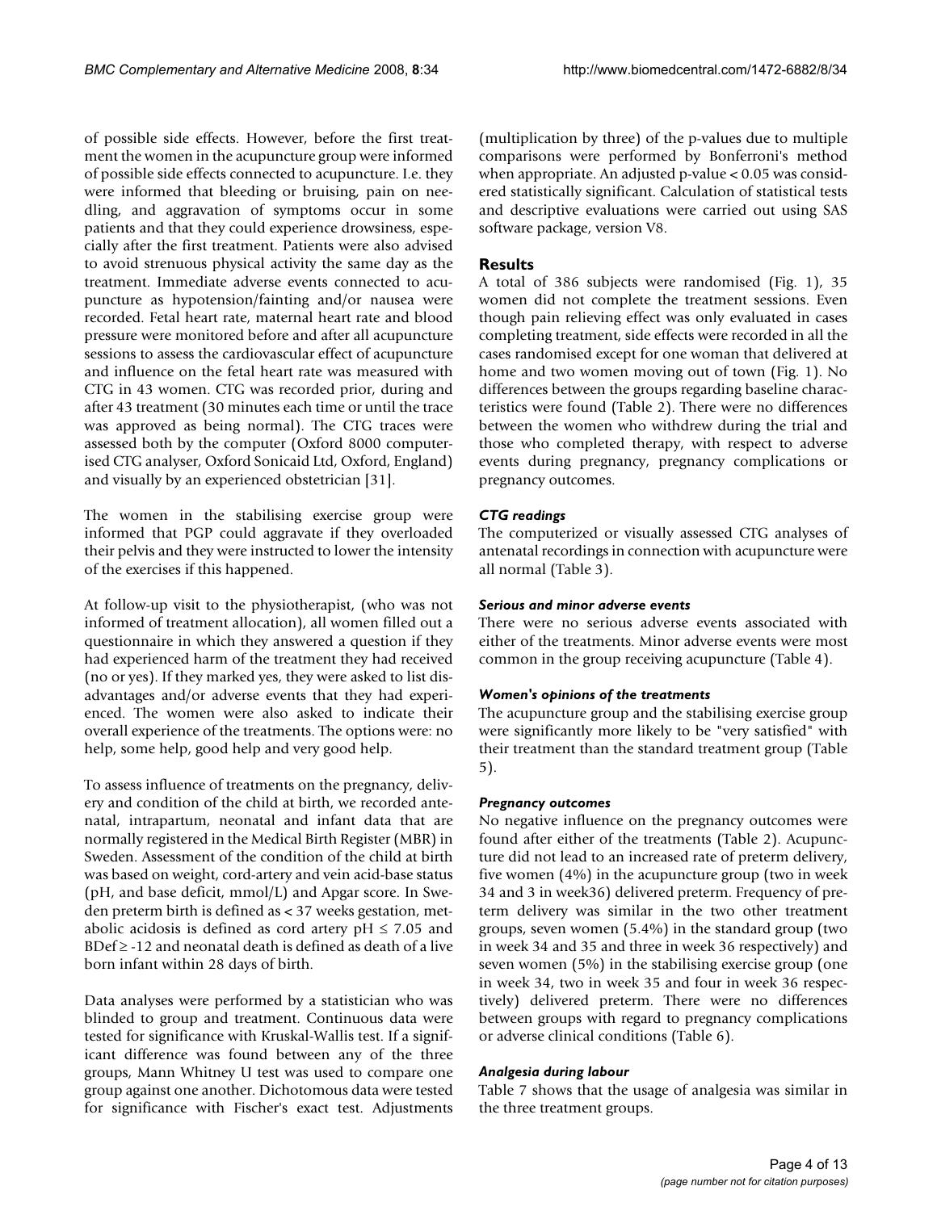of possible side effects. However, before the first treatment the women in the acupuncture group were informed of possible side effects connected to acupuncture. I.e. they were informed that bleeding or bruising, pain on needling, and aggravation of symptoms occur in some patients and that they could experience drowsiness, especially after the first treatment. Patients were also advised to avoid strenuous physical activity the same day as the treatment. Immediate adverse events connected to acupuncture as hypotension/fainting and/or nausea were recorded. Fetal heart rate, maternal heart rate and blood pressure were monitored before and after all acupuncture sessions to assess the cardiovascular effect of acupuncture and influence on the fetal heart rate was measured with CTG in 43 women. CTG was recorded prior, during and after 43 treatment (30 minutes each time or until the trace was approved as being normal). The CTG traces were assessed both by the computer (Oxford 8000 computerised CTG analyser, Oxford Sonicaid Ltd, Oxford, England) and visually by an experienced obstetrician [31].

The women in the stabilising exercise group were informed that PGP could aggravate if they overloaded their pelvis and they were instructed to lower the intensity of the exercises if this happened.

At follow-up visit to the physiotherapist, (who was not informed of treatment allocation), all women filled out a questionnaire in which they answered a question if they had experienced harm of the treatment they had received (no or yes). If they marked yes, they were asked to list disadvantages and/or adverse events that they had experienced. The women were also asked to indicate their overall experience of the treatments. The options were: no help, some help, good help and very good help.

To assess influence of treatments on the pregnancy, delivery and condition of the child at birth, we recorded antenatal, intrapartum, neonatal and infant data that are normally registered in the Medical Birth Register (MBR) in Sweden. Assessment of the condition of the child at birth was based on weight, cord-artery and vein acid-base status (pH, and base deficit, mmol/L) and Apgar score. In Sweden preterm birth is defined as < 37 weeks gestation, metabolic acidosis is defined as cord artery pH $\leq 7.05$ and BDef $\geq -12$ and neonatal death is defined as death of a live born infant within 28 days of birth.

Data analyses were performed by a statistician who was blinded to group and treatment. Continuous data were tested for significance with Kruskal-Wallis test. If a significant difference was found between any of the three groups, Mann Whitney U test was used to compare one group against one another. Dichotomous data were tested for significance with Fischer's exact test. Adjustments (multiplication by three) of the p-values due to multiple comparisons were performed by Bonferroni's method when appropriate. An adjusted p-value < 0.05 was considered statistically significant. Calculation of statistical tests and descriptive evaluations were carried out using SAS software package, version V8.

## Results

A total of 386 subjects were randomised (Fig. 1), 35 women did not complete the treatment sessions. Even though pain relieving effect was only evaluated in cases completing treatment, side effects were recorded in all the cases randomised except for one woman that delivered at home and two women moving out of town (Fig. 1). No differences between the groups regarding baseline characteristics were found (Table 2). There were no differences between the women who withdrew during the trial and those who completed therapy, with respect to adverse events during pregnancy, pregnancy complications or pregnancy outcomes.

### *CTG readings*

The computerized or visually assessed CTG analyses of antenatal recordings in connection with acupuncture were all normal (Table 3).

### *Serious and minor adverse events*

There were no serious adverse events associated with either of the treatments. Minor adverse events were most common in the group receiving acupuncture (Table 4).

### *Women's opinions of the treatments*

The acupuncture group and the stabilising exercise group were significantly more likely to be "very satisfied" with their treatment than the standard treatment group (Table 5).

### *Pregnancy outcomes*

No negative influence on the pregnancy outcomes were found after either of the treatments (Table 2). Acupuncture did not lead to an increased rate of preterm delivery, five women (4%) in the acupuncture group (two in week 34 and 3 in week36) delivered preterm. Frequency of preterm delivery was similar in the two other treatment groups, seven women (5.4%) in the standard group (two in week 34 and 35 and three in week 36 respectively) and seven women (5%) in the stabilising exercise group (one in week 34, two in week 35 and four in week 36 respectively) delivered preterm. There were no differences between groups with regard to pregnancy complications or adverse clinical conditions (Table 6).

### *Analgesia during labour*

Table 7 shows that the usage of analgesia was similar in the three treatment groups.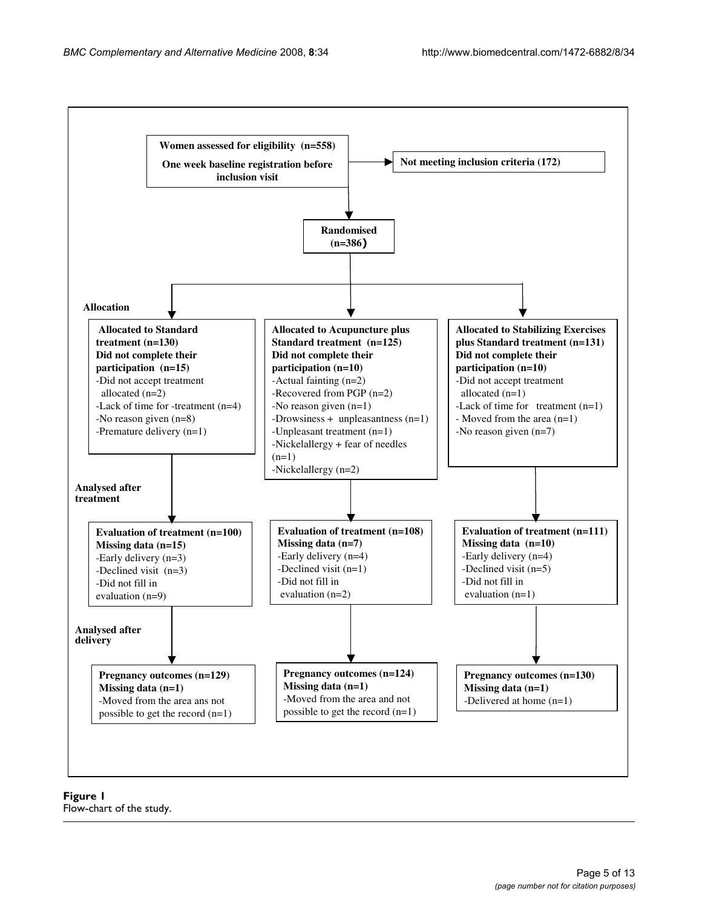**Women assessed for eligibility (n=558)**

**One week baseline registration before inclusion visit**

→ **Not meeting inclusion criteria (172)**

**Randomised (n=386)**

**Allocation**

**Allocated to Standard treatment (n=130)**
**Did not complete their participation (n=15)**
- Did not accept treatment allocated (n=2)
- Lack of time for -treatment (n=4)
- No reason given (n=8)
- Premature delivery (n=1)

**Allocated to Acupuncture plus Standard treatment (n=125)**
**Did not complete their participation (n=10)**
- Actual fainting (n=2)
- Recovered from PGP (n=2)
- No reason given (n=1)
- Drowsiness + unpleasantness (n=1)
- Unpleasant treatment (n=1)
- Nickelallergy + fear of needles (n=1)
- Nickelallergy (n=2)

**Allocated to Stabilizing Exercises plus Standard treatment (n=131)**
**Did not complete their participation (n=10)**
- Did not accept treatment allocated (n=1)
- Lack of time for treatment (n=1)
- Moved from the area (n=1)
- No reason given (n=7)

**Analysed after treatment**

**Evaluation of treatment (n=100)**
**Missing data (n=15)**
- Early delivery (n=3)
- Declined visit (n=3)
- Did not fill in evaluation (n=9)

**Evaluation of treatment (n=108)**
**Missing data (n=7)**
- Early delivery (n=4)
- Declined visit (n=1)
- Did not fill in evaluation (n=2)

**Evaluation of treatment (n=111)**
**Missing data (n=10)**
- Early delivery (n=4)
- Declined visit (n=5)
- Did not fill in evaluation (n=1)

**Analysed after delivery**

**Pregnancy outcomes (n=129)**
**Missing data (n=1)**
- Moved from the area ans not possible to get the record (n=1)

**Pregnancy outcomes (n=124)**
**Missing data (n=1)**
- Moved from the area and not possible to get the record (n=1)

**Pregnancy outcomes (n=130)**
**Missing data (n=1)**
- Delivered at home (n=1)

**Figure 1**
Flow-chart of the study.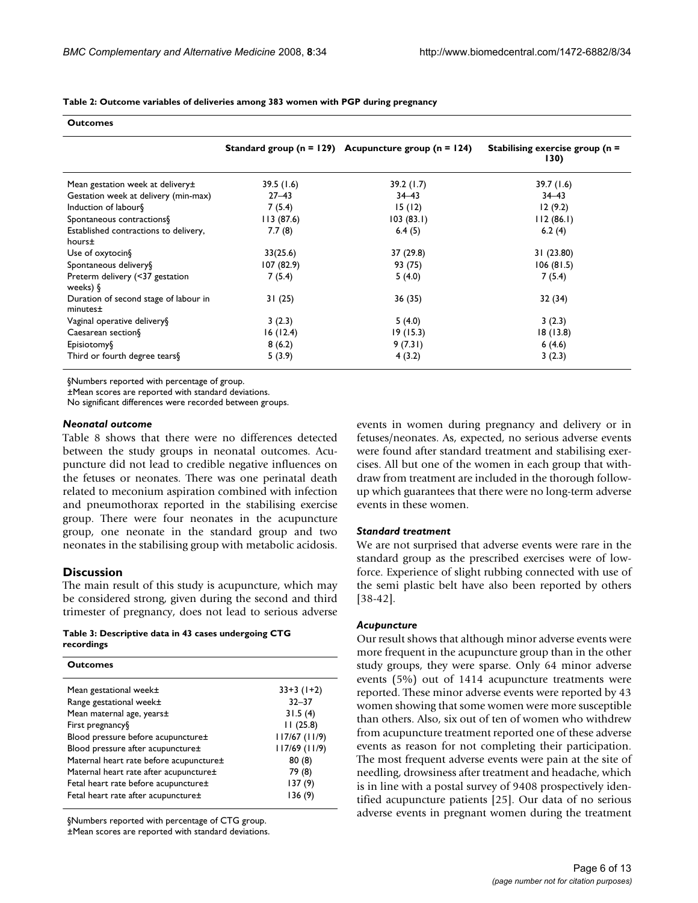**Table 2: Outcome variables of deliveries among 383 women with PGP during pregnancy**

| Outcomes | Standard group (n = 129) | Acupuncture group (n = 124) | Stabilising exercise group (n = 130) |
| --- | --- | --- | --- |
| Mean gestation week at delivery± | 39.5 (1.6) | 39.2 (1.7) | 39.7 (1.6) |
| Gestation week at delivery (min-max) | 27–43 | 34–43 | 34–43 |
| Induction of labour§ | 7 (5.4) | 15 (12) | 12 (9.2) |
| Spontaneous contractions§ | 113 (87.6) | 103 (83.1) | 112 (86.1) |
| Established contractions to delivery, hours± | 7.7 (8) | 6.4 (5) | 6.2 (4) |
| Use of oxytocin§ | 33(25.6) | 37 (29.8) | 31 (23.80) |
| Spontaneous delivery§ | 107 (82.9) | 93 (75) | 106 (81.5) |
| Preterm delivery (<37 gestation weeks) § | 7 (5.4) | 5 (4.0) | 7 (5.4) |
| Duration of second stage of labour in minutes± | 31 (25) | 36 (35) | 32 (34) |
| Vaginal operative delivery§ | 3 (2.3) | 5 (4.0) | 3 (2.3) |
| Caesarean section§ | 16 (12.4) | 19 (15.3) | 18 (13.8) |
| Episiotomy§ | 8 (6.2) | 9 (7.31) | 6 (4.6) |
| Third or fourth degree tears§ | 5 (3.9) | 4 (3.2) | 3 (2.3) |

§Numbers reported with percentage of group.
±Mean scores are reported with standard deviations.
No significant differences were recorded between groups.

### *Neonatal outcome*

Table 8 shows that there were no differences detected between the study groups in neonatal outcomes. Acupuncture did not lead to credible negative influences on the fetuses or neonates. There was one perinatal death related to meconium aspiration combined with infection and pneumothorax reported in the stabilising exercise group. There were four neonates in the acupuncture group, one neonate in the standard group and two neonates in the stabilising group with metabolic acidosis.

## Discussion

The main result of this study is acupuncture, which may be considered strong, given during the second and third trimester of pregnancy, does not lead to serious adverse events in women during pregnancy and delivery or in fetuses/neonates. As, expected, no serious adverse events were found after standard treatment and stabilising exercises. All but one of the women in each group that withdraw from treatment are included in the thorough follow-up which guarantees that there were no long-term adverse events in these women.

**Table 3: Descriptive data in 43 cases undergoing CTG recordings**

| Outcomes | |
| --- | --- |
| Mean gestational week± | 33+3 (1+2) |
| Range gestational week± | 32–37 |
| Mean maternal age, years± | 31.5 (4) |
| First pregnancy§ | 11 (25.8) |
| Blood pressure before acupuncture± | 117/67 (11/9) |
| Blood pressure after acupuncture± | 117/69 (11/9) |
| Maternal heart rate before acupuncture± | 80 (8) |
| Maternal heart rate after acupuncture± | 79 (8) |
| Fetal heart rate before acupuncture± | 137 (9) |
| Fetal heart rate after acupuncture± | 136 (9) |

§Numbers reported with percentage of CTG group.
±Mean scores are reported with standard deviations.

### *Standard treatment*

We are not surprised that adverse events were rare in the standard group as the prescribed exercises were of low-force. Experience of slight rubbing connected with use of the semi plastic belt have also been reported by others [38-42].

### *Acupuncture*

Our result shows that although minor adverse events were more frequent in the acupuncture group than in the other study groups, they were sparse. Only 64 minor adverse events (5%) out of 1414 acupuncture treatments were reported. These minor adverse events were reported by 43 women showing that some women were more susceptible than others. Also, six out of ten of women who withdrew from acupuncture treatment reported one of these adverse events as reason for not completing their participation. The most frequent adverse events were pain at the site of needling, drowsiness after treatment and headache, which is in line with a postal survey of 9408 prospectively identified acupuncture patients [25]. Our data of no serious adverse events in pregnant women during the treatment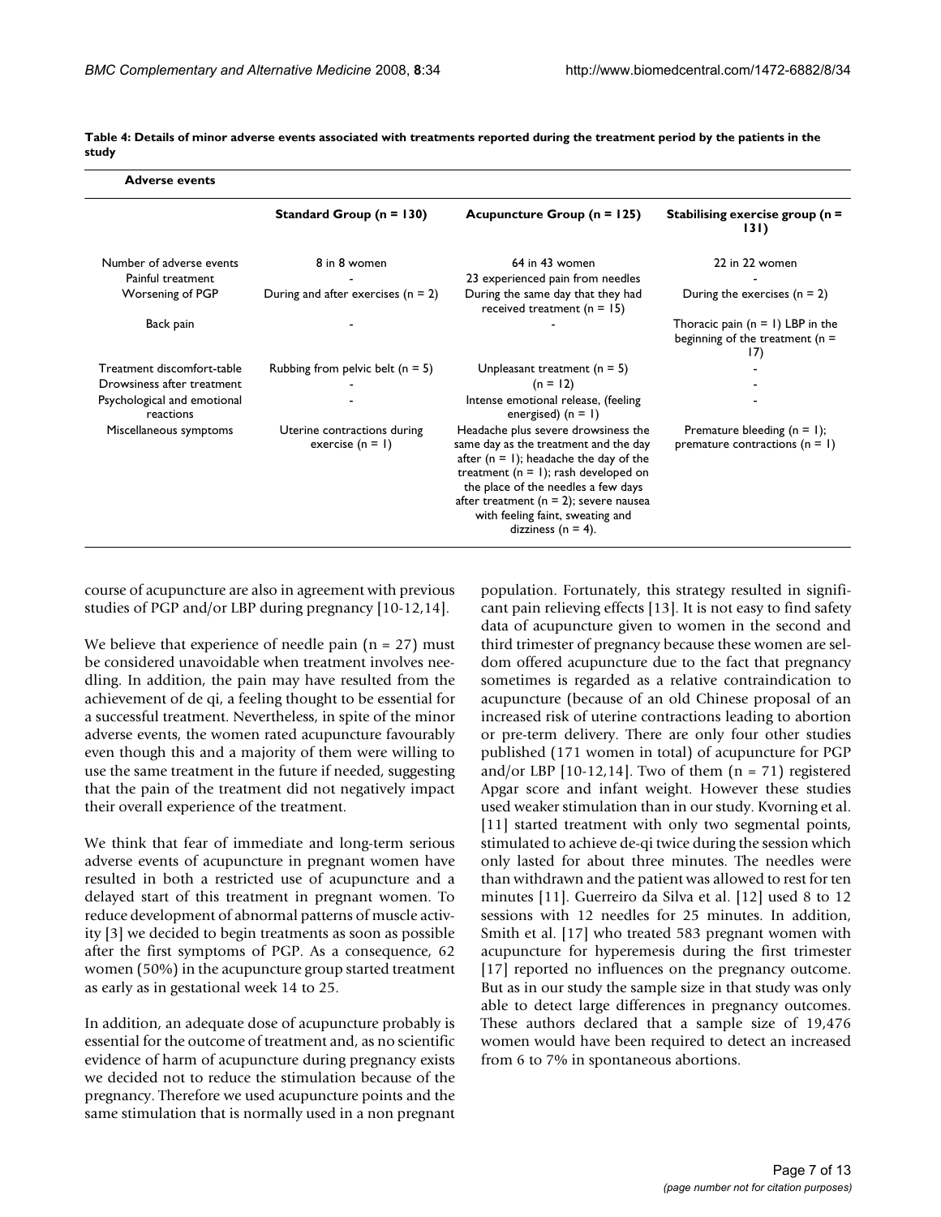**Table 4: Details of minor adverse events associated with treatments reported during the treatment period by the patients in the study**

| Adverse events | Standard Group (n = 130) | Acupuncture Group (n = 125) | Stabilising exercise group (n = 131) |
|---|---|---|---|
| Number of adverse events | 8 in 8 women | 64 in 43 women | 22 in 22 women |
| Painful treatment | - | 23 experienced pain from needles | - |
| Worsening of PGP | During and after exercises (n = 2) | During the same day that they had received treatment (n = 15) | During the exercises (n = 2) |
| Back pain | - | - | Thoracic pain (n = 1) LBP in the beginning of the treatment (n = 17) |
| Treatment discomfort-table | Rubbing from pelvic belt (n = 5) | Unpleasant treatment (n = 5) | - |
| Drowsiness after treatment | - | (n = 12) | - |
| Psychological and emotional reactions | - | Intense emotional release, (feeling energised) (n = 1) | - |
| Miscellaneous symptoms | Uterine contractions during exercise (n = 1) | Headache plus severe drowsiness the same day as the treatment and the day after (n = 1); headache the day of the treatment (n = 1); rash developed on the place of the needles a few days after treatment (n = 2); severe nausea with feeling faint, sweating and dizziness (n = 4). | Premature bleeding (n = 1); premature contractions (n = 1) |

course of acupuncture are also in agreement with previous studies of PGP and/or LBP during pregnancy [10-12,14].

We believe that experience of needle pain (n = 27) must be considered unavoidable when treatment involves needling. In addition, the pain may have resulted from the achievement of de qi, a feeling thought to be essential for a successful treatment. Nevertheless, in spite of the minor adverse events, the women rated acupuncture favourably even though this and a majority of them were willing to use the same treatment in the future if needed, suggesting that the pain of the treatment did not negatively impact their overall experience of the treatment.

We think that fear of immediate and long-term serious adverse events of acupuncture in pregnant women have resulted in both a restricted use of acupuncture and a delayed start of this treatment in pregnant women. To reduce development of abnormal patterns of muscle activity [3] we decided to begin treatments as soon as possible after the first symptoms of PGP. As a consequence, 62 women (50%) in the acupuncture group started treatment as early as in gestational week 14 to 25.

In addition, an adequate dose of acupuncture probably is essential for the outcome of treatment and, as no scientific evidence of harm of acupuncture during pregnancy exists we decided not to reduce the stimulation because of the pregnancy. Therefore we used acupuncture points and the same stimulation that is normally used in a non pregnant population. Fortunately, this strategy resulted in significant pain relieving effects [13]. It is not easy to find safety data of acupuncture given to women in the second and third trimester of pregnancy because these women are seldom offered acupuncture due to the fact that pregnancy sometimes is regarded as a relative contraindication to acupuncture (because of an old Chinese proposal of an increased risk of uterine contractions leading to abortion or pre-term delivery. There are only four other studies published (171 women in total) of acupuncture for PGP and/or LBP [10-12,14]. Two of them (n = 71) registered Apgar score and infant weight. However these studies used weaker stimulation than in our study. Kvorning et al. [11] started treatment with only two segmental points, stimulated to achieve de-qi twice during the session which only lasted for about three minutes. The needles were than withdrawn and the patient was allowed to rest for ten minutes [11]. Guerreiro da Silva et al. [12] used 8 to 12 sessions with 12 needles for 25 minutes. In addition, Smith et al. [17] who treated 583 pregnant women with acupuncture for hyperemesis during the first trimester [17] reported no influences on the pregnancy outcome. But as in our study the sample size in that study was only able to detect large differences in pregnancy outcomes. These authors declared that a sample size of 19,476 women would have been required to detect an increased from 6 to 7% in spontaneous abortions.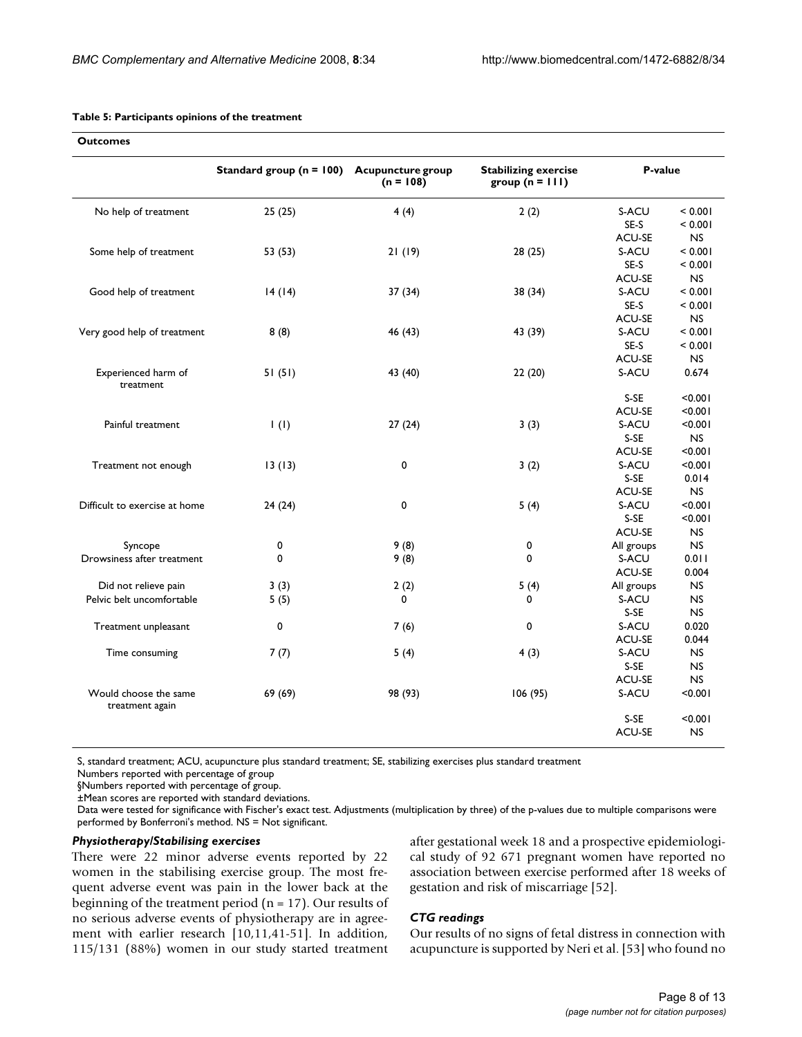**Table 5: Participants opinions of the treatment**

| Outcomes | | | | | |
|---|---|---|---|---|---|
| | Standard group (n = 100) | Acupuncture group (n = 108) | Stabilizing exercise group (n = 111) | P-value | |
| No help of treatment | 25 (25) | 4 (4) | 2 (2) | S-ACU | < 0.001 |
| | | | | SE-S | < 0.001 |
| | | | | ACU-SE | NS |
| Some help of treatment | 53 (53) | 21 (19) | 28 (25) | S-ACU | < 0.001 |
| | | | | SE-S | < 0.001 |
| | | | | ACU-SE | NS |
| Good help of treatment | 14 (14) | 37 (34) | 38 (34) | S-ACU | < 0.001 |
| | | | | SE-S | < 0.001 |
| | | | | ACU-SE | NS |
| Very good help of treatment | 8 (8) | 46 (43) | 43 (39) | S-ACU | < 0.001 |
| | | | | SE-S | < 0.001 |
| | | | | ACU-SE | NS |
| Experienced harm of treatment | 51 (51) | 43 (40) | 22 (20) | S-ACU | 0.674 |
| | | | | S-SE | <0.001 |
| | | | | ACU-SE | <0.001 |
| Painful treatment | 1 (1) | 27 (24) | 3 (3) | S-ACU | <0.001 |
| | | | | S-SE | NS |
| | | | | ACU-SE | <0.001 |
| Treatment not enough | 13 (13) | 0 | 3 (2) | S-ACU | <0.001 |
| | | | | S-SE | 0.014 |
| | | | | ACU-SE | NS |
| Difficult to exercise at home | 24 (24) | 0 | 5 (4) | S-ACU | <0.001 |
| | | | | S-SE | <0.001 |
| | | | | ACU-SE | NS |
| Syncope | 0 | 9 (8) | 0 | All groups | NS |
| Drowsiness after treatment | 0 | 9 (8) | 0 | S-ACU | 0.011 |
| | | | | ACU-SE | 0.004 |
| Did not relieve pain | 3 (3) | 2 (2) | 5 (4) | All groups | NS |
| Pelvic belt uncomfortable | 5 (5) | 0 | 0 | S-ACU | NS |
| | | | | S-SE | NS |
| Treatment unpleasant | 0 | 7 (6) | 0 | S-ACU | 0.020 |
| | | | | ACU-SE | 0.044 |
| Time consuming | 7 (7) | 5 (4) | 4 (3) | S-ACU | NS |
| | | | | S-SE | NS |
| | | | | ACU-SE | NS |
| Would choose the same treatment again | 69 (69) | 98 (93) | 106 (95) | S-ACU | <0.001 |
| | | | | S-SE | <0.001 |
| | | | | ACU-SE | NS |

S, standard treatment; ACU, acupuncture plus standard treatment; SE, stabilizing exercises plus standard treatment
Numbers reported with percentage of group
§Numbers reported with percentage of group.
±Mean scores are reported with standard deviations.
Data were tested for significance with Fischer's exact test. Adjustments (multiplication by three) of the p-values due to multiple comparisons were performed by Bonferroni's method. NS = Not significant.

### *Physiotherapy/Stabilising exercises*

There were 22 minor adverse events reported by 22 women in the stabilising exercise group. The most frequent adverse event was pain in the lower back at the beginning of the treatment period (n = 17). Our results of no serious adverse events of physiotherapy are in agreement with earlier research [10,11,41-51]. In addition, 115/131 (88%) women in our study started treatment after gestational week 18 and a prospective epidemiological study of 92 671 pregnant women have reported no association between exercise performed after 18 weeks of gestation and risk of miscarriage [52].

### *CTG readings*

Our results of no signs of fetal distress in connection with acupuncture is supported by Neri et al. [53] who found no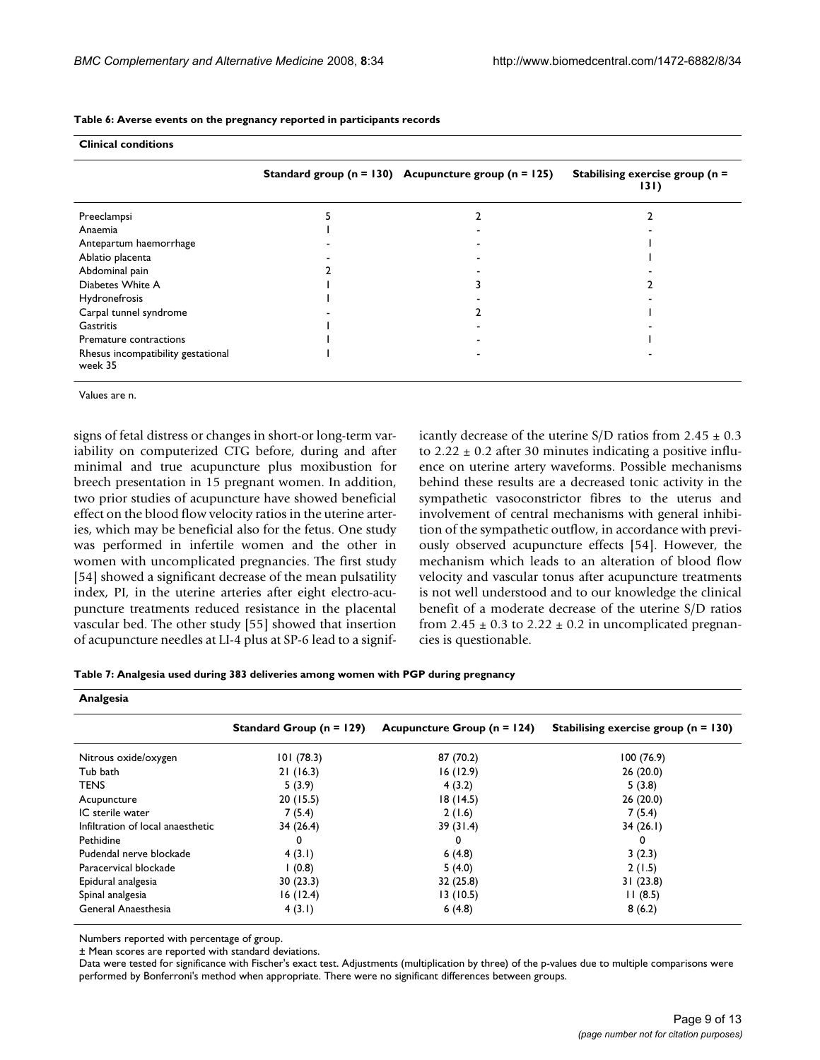**Table 6: Averse events on the pregnancy reported in participants records**

| Clinical conditions | | | |
|---|---|---|---|
| | Standard group (n = 130) | Acupuncture group (n = 125) | Stabilising exercise group (n = 131) |
| Preeclampsi | 5 | 2 | 2 |
| Anaemia | 1 | - | - |
| Antepartum haemorrhage | - | - | 1 |
| Ablatio placenta | - | - | 1 |
| Abdominal pain | 2 | - | - |
| Diabetes White A | 1 | 3 | 2 |
| Hydronefrosis | 1 | - | - |
| Carpal tunnel syndrome | - | 2 | 1 |
| Gastritis | 1 | - | - |
| Premature contractions | 1 | - | 1 |
| Rhesus incompatibility gestational week 35 | 1 | - | - |

Values are n.

signs of fetal distress or changes in short-or long-term variability on computerized CTG before, during and after minimal and true acupuncture plus moxibustion for breech presentation in 15 pregnant women. In addition, two prior studies of acupuncture have showed beneficial effect on the blood flow velocity ratios in the uterine arteries, which may be beneficial also for the fetus. One study was performed in infertile women and the other in women with uncomplicated pregnancies. The first study [54] showed a significant decrease of the mean pulsatility index, PI, in the uterine arteries after eight electro-acupuncture treatments reduced resistance in the placental vascular bed. The other study [55] showed that insertion of acupuncture needles at LI-4 plus at SP-6 lead to a significantly decrease of the uterine S/D ratios from $2.45 \pm 0.3$ to $2.22 \pm 0.2$ after 30 minutes indicating a positive influence on uterine artery waveforms. Possible mechanisms behind these results are a decreased tonic activity in the sympathetic vasoconstrictor fibres to the uterus and involvement of central mechanisms with general inhibition of the sympathetic outflow, in accordance with previously observed acupuncture effects [54]. However, the mechanism which leads to an alteration of blood flow velocity and vascular tonus after acupuncture treatments is not well understood and to our knowledge the clinical benefit of a moderate decrease of the uterine S/D ratios from $2.45 \pm 0.3$ to $2.22 \pm 0.2$ in uncomplicated pregnancies is questionable.

**Table 7: Analgesia used during 383 deliveries among women with PGP during pregnancy**

| Analgesia | | | |
|---|---|---|---|
| | Standard Group (n = 129) | Acupuncture Group (n = 124) | Stabilising exercise group (n = 130) |
| Nitrous oxide/oxygen | 101 (78.3) | 87 (70.2) | 100 (76.9) |
| Tub bath | 21 (16.3) | 16 (12.9) | 26 (20.0) |
| TENS | 5 (3.9) | 4 (3.2) | 5 (3.8) |
| Acupuncture | 20 (15.5) | 18 (14.5) | 26 (20.0) |
| IC sterile water | 7 (5.4) | 2 (1.6) | 7 (5.4) |
| Infiltration of local anaesthetic | 34 (26.4) | 39 (31.4) | 34 (26.1) |
| Pethidine | 0 | 0 | 0 |
| Pudendal nerve blockade | 4 (3.1) | 6 (4.8) | 3 (2.3) |
| Paracervical blockade | 1 (0.8) | 5 (4.0) | 2 (1.5) |
| Epidural analgesia | 30 (23.3) | 32 (25.8) | 31 (23.8) |
| Spinal analgesia | 16 (12.4) | 13 (10.5) | 11 (8.5) |
| General Anaesthesia | 4 (3.1) | 6 (4.8) | 8 (6.2) |

Numbers reported with percentage of group.
± Mean scores are reported with standard deviations.
Data were tested for significance with Fischer's exact test. Adjustments (multiplication by three) of the p-values due to multiple comparisons were performed by Bonferroni's method when appropriate. There were no significant differences between groups.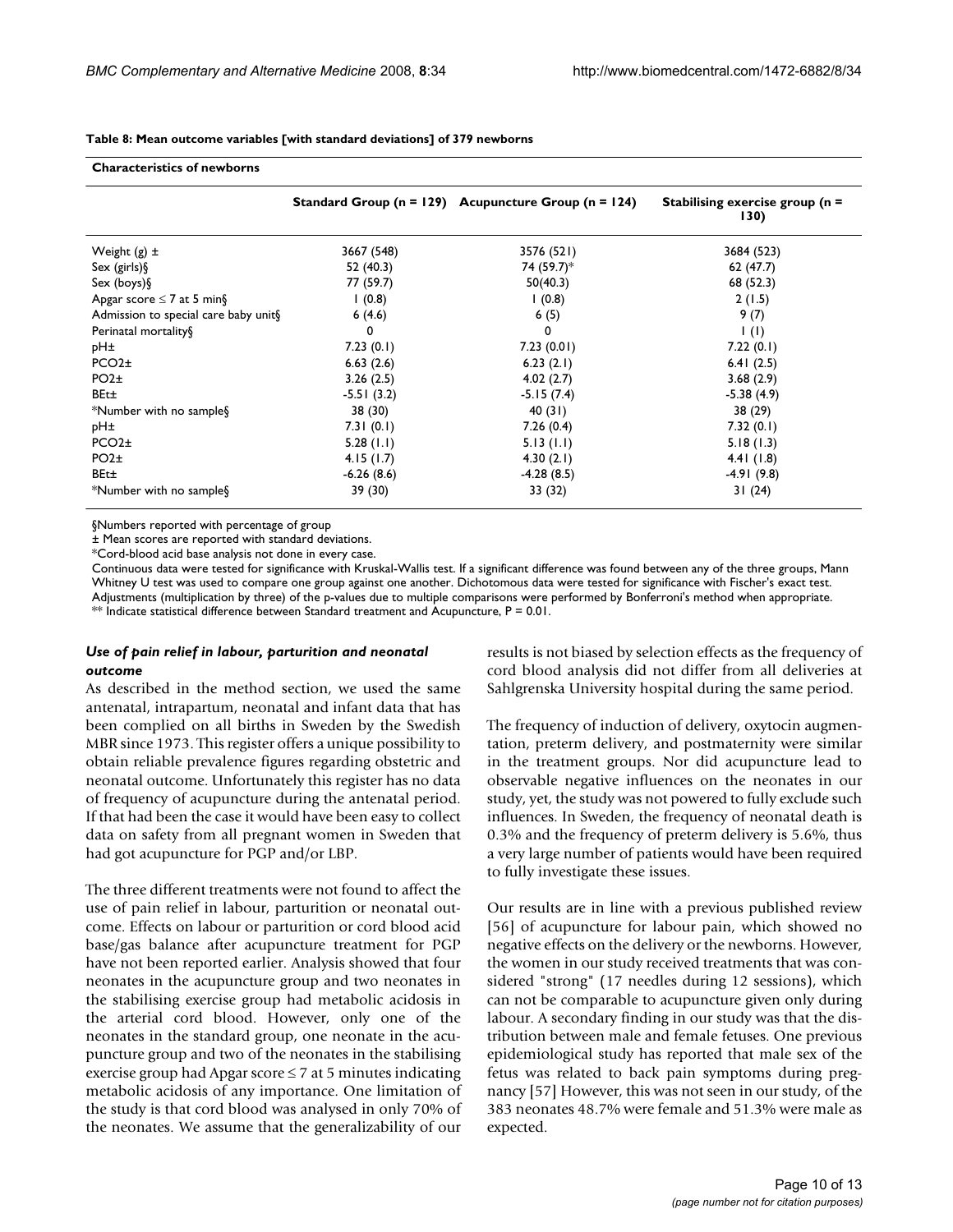**Table 8: Mean outcome variables [with standard deviations] of 379 newborns**

| Characteristics of newborns | | | |
|---|---|---|---|
| | Standard Group (n = 129) | Acupuncture Group (n = 124) | Stabilising exercise group (n = 130) |
| Weight (g) ± | 3667 (548) | 3576 (521) | 3684 (523) |
| Sex (girls)§ | 52 (40.3) | 74 (59.7)* | 62 (47.7) |
| Sex (boys)§ | 77 (59.7) | 50(40.3) | 68 (52.3) |
| Apgar score ≤ 7 at 5 min§ | 1 (0.8) | 1 (0.8) | 2 (1.5) |
| Admission to special care baby unit§ | 6 (4.6) | 6 (5) | 9 (7) |
| Perinatal mortality§ | 0 | 0 | 1 (1) |
| pH± | 7.23 (0.1) | 7.23 (0.01) | 7.22 (0.1) |
| PCO2± | 6.63 (2.6) | 6.23 (2.1) | 6.41 (2.5) |
| PO2± | 3.26 (2.5) | 4.02 (2.7) | 3.68 (2.9) |
| BEt± | -5.51 (3.2) | -5.15 (7.4) | -5.38 (4.9) |
| *Number with no sample§ | 38 (30) | 40 (31) | 38 (29) |
| pH± | 7.31 (0.1) | 7.26 (0.4) | 7.32 (0.1) |
| PCO2± | 5.28 (1.1) | 5.13 (1.1) | 5.18 (1.3) |
| PO2± | 4.15 (1.7) | 4.30 (2.1) | 4.41 (1.8) |
| BEt± | -6.26 (8.6) | -4.28 (8.5) | -4.91 (9.8) |
| *Number with no sample§ | 39 (30) | 33 (32) | 31 (24) |

§Numbers reported with percentage of group

± Mean scores are reported with standard deviations.

*Cord-blood acid base analysis not done in every case.

Continuous data were tested for significance with Kruskal-Wallis test. If a significant difference was found between any of the three groups, Mann Whitney U test was used to compare one group against one another. Dichotomous data were tested for significance with Fischer's exact test. Adjustments (multiplication by three) of the p-values due to multiple comparisons were performed by Bonferroni's method when appropriate.

** Indicate statistical difference between Standard treatment and Acupuncture, P = 0.01.

### *Use of pain relief in labour, parturition and neonatal outcome*

As described in the method section, we used the same antenatal, intrapartum, neonatal and infant data that has been complied on all births in Sweden by the Swedish MBR since 1973. This register offers a unique possibility to obtain reliable prevalence figures regarding obstetric and neonatal outcome. Unfortunately this register has no data of frequency of acupuncture during the antenatal period. If that had been the case it would have been easy to collect data on safety from all pregnant women in Sweden that had got acupuncture for PGP and/or LBP.

The three different treatments were not found to affect the use of pain relief in labour, parturition or neonatal outcome. Effects on labour or parturition or cord blood acid base/gas balance after acupuncture treatment for PGP have not been reported earlier. Analysis showed that four neonates in the acupuncture group and two neonates in the stabilising exercise group had metabolic acidosis in the arterial cord blood. However, only one of the neonates in the standard group, one neonate in the acupuncture group and two of the neonates in the stabilising exercise group had Apgar score ≤ 7 at 5 minutes indicating metabolic acidosis of any importance. One limitation of the study is that cord blood was analysed in only 70% of the neonates. We assume that the generalizability of our results is not biased by selection effects as the frequency of cord blood analysis did not differ from all deliveries at Sahlgrenska University hospital during the same period.

The frequency of induction of delivery, oxytocin augmentation, preterm delivery, and postmaternity were similar in the treatment groups. Nor did acupuncture lead to observable negative influences on the neonates in our study, yet, the study was not powered to fully exclude such influences. In Sweden, the frequency of neonatal death is 0.3% and the frequency of preterm delivery is 5.6%, thus a very large number of patients would have been required to fully investigate these issues.

Our results are in line with a previous published review [56] of acupuncture for labour pain, which showed no negative effects on the delivery or the newborns. However, the women in our study received treatments that was considered "strong" (17 needles during 12 sessions), which can not be comparable to acupuncture given only during labour. A secondary finding in our study was that the distribution between male and female fetuses. One previous epidemiological study has reported that male sex of the fetus was related to back pain symptoms during pregnancy [57] However, this was not seen in our study, of the 383 neonates 48.7% were female and 51.3% were male as expected.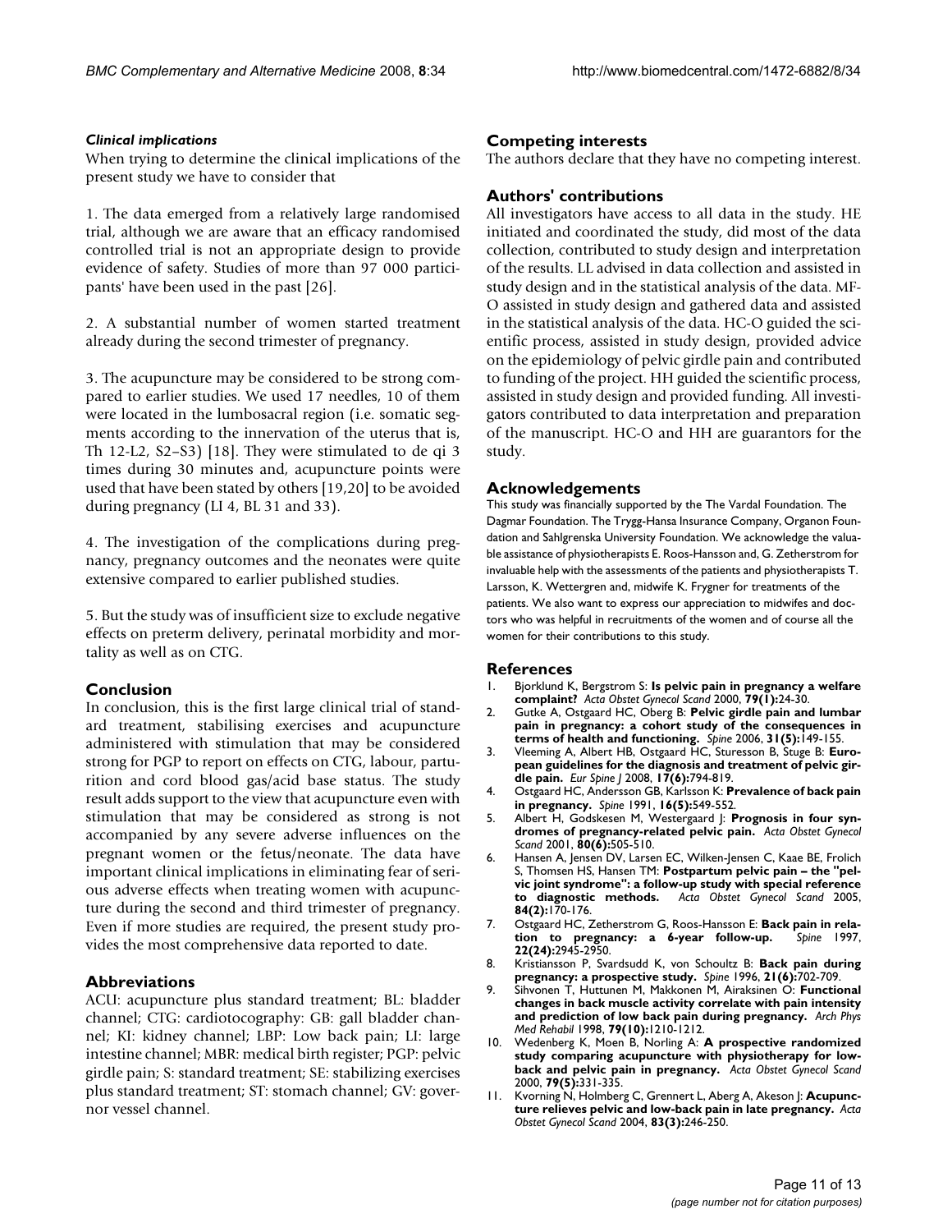### *Clinical implications*

When trying to determine the clinical implications of the present study we have to consider that

1. The data emerged from a relatively large randomised trial, although we are aware that an efficacy randomised controlled trial is not an appropriate design to provide evidence of safety. Studies of more than 97 000 participants' have been used in the past [26].

2. A substantial number of women started treatment already during the second trimester of pregnancy.

3. The acupuncture may be considered to be strong compared to earlier studies. We used 17 needles, 10 of them were located in the lumbosacral region (i.e. somatic segments according to the innervation of the uterus that is, Th 12-L2, S2–S3) [18]. They were stimulated to de qi 3 times during 30 minutes and, acupuncture points were used that have been stated by others [19,20] to be avoided during pregnancy (LI 4, BL 31 and 33).

4. The investigation of the complications during pregnancy, pregnancy outcomes and the neonates were quite extensive compared to earlier published studies.

5. But the study was of insufficient size to exclude negative effects on preterm delivery, perinatal morbidity and mortality as well as on CTG.

## Conclusion

In conclusion, this is the first large clinical trial of standard treatment, stabilising exercises and acupuncture administered with stimulation that may be considered strong for PGP to report on effects on CTG, labour, parturition and cord blood gas/acid base status. The study result adds support to the view that acupuncture even with stimulation that may be considered as strong is not accompanied by any severe adverse influences on the pregnant women or the fetus/neonate. The data have important clinical implications in eliminating fear of serious adverse effects when treating women with acupuncture during the second and third trimester of pregnancy. Even if more studies are required, the present study provides the most comprehensive data reported to date.

## Abbreviations

ACU: acupuncture plus standard treatment; BL: bladder channel; CTG: cardiotocography: GB: gall bladder channel; KI: kidney channel; LBP: Low back pain; LI: large intestine channel; MBR: medical birth register; PGP: pelvic girdle pain; S: standard treatment; SE: stabilizing exercises plus standard treatment; ST: stomach channel; GV: governor vessel channel.

## Competing interests

The authors declare that they have no competing interest.

## Authors' contributions

All investigators have access to all data in the study. HE initiated and coordinated the study, did most of the data collection, contributed to study design and interpretation of the results. LL advised in data collection and assisted in study design and in the statistical analysis of the data. MF-O assisted in study design and gathered data and assisted in the statistical analysis of the data. HC-O guided the scientific process, assisted in study design, provided advice on the epidemiology of pelvic girdle pain and contributed to funding of the project. HH guided the scientific process, assisted in study design and provided funding. All investigators contributed to data interpretation and preparation of the manuscript. HC-O and HH are guarantors for the study.

## Acknowledgements

This study was financially supported by the The Vardal Foundation. The Dagmar Foundation. The Trygg-Hansa Insurance Company, Organon Foundation and Sahlgrenska University Foundation. We acknowledge the valuable assistance of physiotherapists E. Roos-Hansson and, G. Zetherstrom for invaluable help with the assessments of the patients and physiotherapists T. Larsson, K. Wettergren and, midwife K. Frygner for treatments of the patients. We also want to express our appreciation to midwifes and doctors who was helpful in recruitments of the women and of course all the women for their contributions to this study.

## References

1. Bjorklund K, Bergstrom S: **Is pelvic pain in pregnancy a welfare complaint?** *Acta Obstet Gynecol Scand* 2000, **79(1):**24-30.
2. Gutke A, Ostgaard HC, Oberg B: **Pelvic girdle pain and lumbar pain in pregnancy: a cohort study of the consequences in terms of health and functioning.** *Spine* 2006, **31(5):**149-155.
3. Vleeming A, Albert HB, Ostgaard HC, Sturesson B, Stuge B: **European guidelines for the diagnosis and treatment of pelvic girdle pain.** *Eur Spine J* 2008, **17(6):**794-819.
4. Ostgaard HC, Andersson GB, Karlsson K: **Prevalence of back pain in pregnancy.** *Spine* 1991, **16(5):**549-552.
5. Albert H, Godskesen M, Westergaard J: **Prognosis in four syndromes of pregnancy-related pelvic pain.** *Acta Obstet Gynecol Scand* 2001, **80(6):**505-510.
6. Hansen A, Jensen DV, Larsen EC, Wilken-Jensen C, Kaae BE, Frolich S, Thomsen HS, Hansen TM: **Postpartum pelvic pain – the "pelvic joint syndrome": a follow-up study with special reference to diagnostic methods.** *Acta Obstet Gynecol Scand* 2005, **84(2):**170-176.
7. Ostgaard HC, Zetherstrom G, Roos-Hansson E: **Back pain in relation to pregnancy: a 6-year follow-up.** *Spine* 1997, **22(24):**2945-2950.
8. Kristiansson P, Svardsudd K, von Schoultz B: **Back pain during pregnancy: a prospective study.** *Spine* 1996, **21(6):**702-709.
9. Sihvonen T, Huttunen M, Makkonen M, Airaksinen O: **Functional changes in back muscle activity correlate with pain intensity and prediction of low back pain during pregnancy.** *Arch Phys Med Rehabil* 1998, **79(10):**1210-1212.
10. Wedenberg K, Moen B, Norling A: **A prospective randomized study comparing acupuncture with physiotherapy for low-back and pelvic pain in pregnancy.** *Acta Obstet Gynecol Scand* 2000, **79(5):**331-335.
11. Kvorning N, Holmberg C, Grennert L, Aberg A, Akeson J: **Acupuncture relieves pelvic and low-back pain in late pregnancy.** *Acta Obstet Gynecol Scand* 2004, **83(3):**246-250.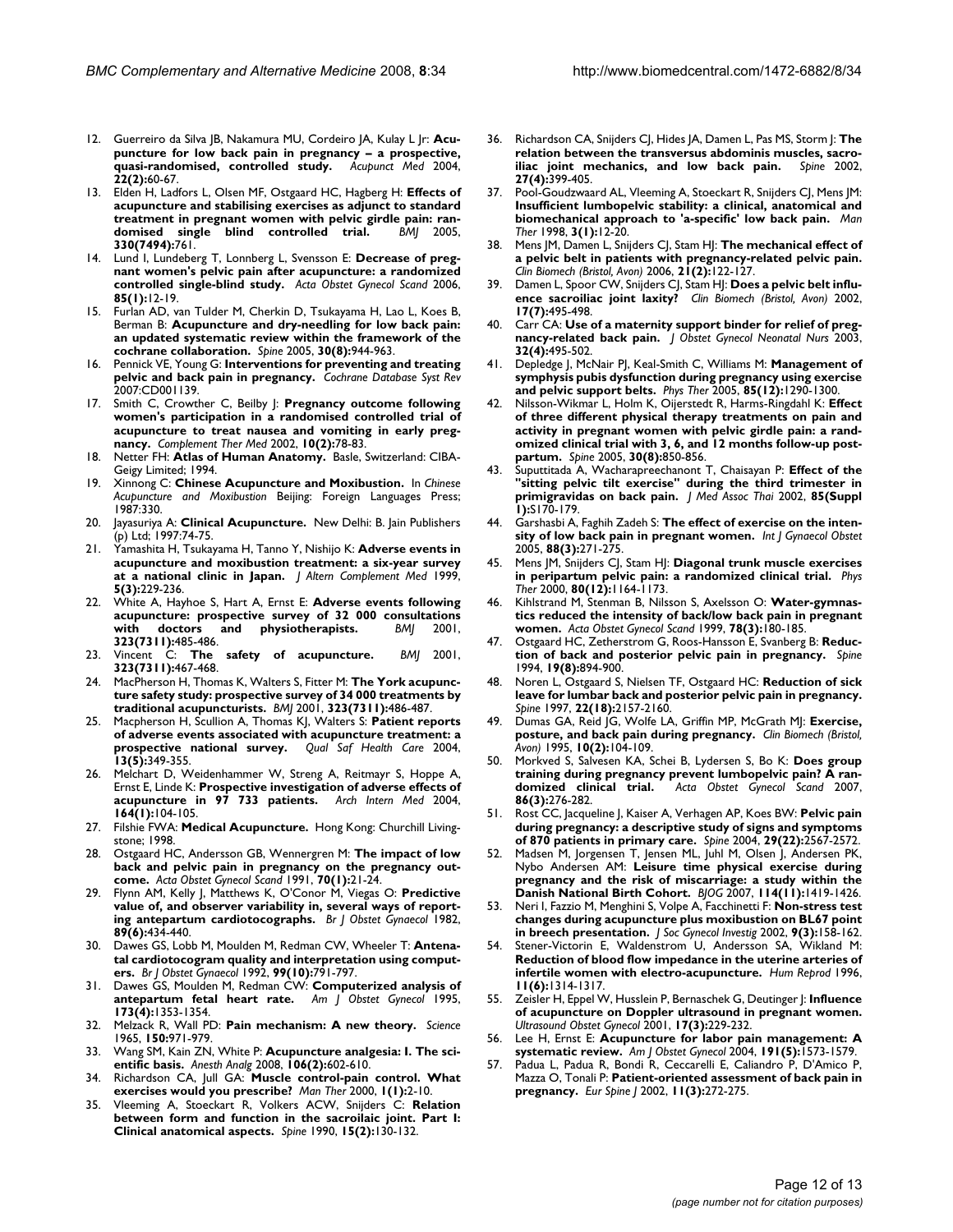12. Guerreiro da Silva JB, Nakamura MU, Cordeiro JA, Kulay L Jr: **Acupuncture for low back pain in pregnancy – a prospective, quasi-randomised, controlled study.** *Acupunct Med* 2004, **22(2):**60-67.
13. Elden H, Ladfors L, Olsen MF, Ostgaard HC, Hagberg H: **Effects of acupuncture and stabilising exercises as adjunct to standard treatment in pregnant women with pelvic girdle pain: randomised single blind controlled trial.** *BMJ* 2005, **330(7494):**761.
14. Lund I, Lundeberg T, Lonnberg L, Svensson E: **Decrease of pregnant women's pelvic pain after acupuncture: a randomized controlled single-blind study.** *Acta Obstet Gynecol Scand* 2006, **85(1):**12-19.
15. Furlan AD, van Tulder M, Cherkin D, Tsukayama H, Lao L, Koes B, Berman B: **Acupuncture and dry-needling for low back pain: an updated systematic review within the framework of the cochrane collaboration.** *Spine* 2005, **30(8):**944-963.
16. Pennick VE, Young G: **Interventions for preventing and treating pelvic and back pain in pregnancy.** *Cochrane Database Syst Rev* 2007:CD001139.
17. Smith C, Crowther C, Beilby J: **Pregnancy outcome following women's participation in a randomised controlled trial of acupuncture to treat nausea and vomiting in early pregnancy.** *Complement Ther Med* 2002, **10(2):**78-83.
18. Netter FH: **Atlas of Human Anatomy.** Basle, Switzerland: CIBA-Geigy Limited; 1994.
19. Xinnong C: **Chinese Acupuncture and Moxibustion.** In *Chinese Acupuncture and Moxibustion* Beijing: Foreign Languages Press; 1987:330.
20. Jayasuriya A: **Clinical Acupuncture.** New Delhi: B. Jain Publishers (p) Ltd; 1997:74-75.
21. Yamashita H, Tsukayama H, Tanno Y, Nishijo K: **Adverse events in acupuncture and moxibustion treatment: a six-year survey at a national clinic in Japan.** *J Altern Complement Med* 1999, **5(3):**229-236.
22. White A, Hayhoe S, Hart A, Ernst E: **Adverse events following acupuncture: prospective survey of 32 000 consultations with doctors and physiotherapists.** *BMJ* 2001, **323(7311):**485-486.
23. Vincent C: **The safety of acupuncture.** *BMJ* 2001, **323(7311):**467-468.
24. MacPherson H, Thomas K, Walters S, Fitter M: **The York acupuncture safety study: prospective survey of 34 000 treatments by traditional acupuncturists.** *BMJ* 2001, **323(7311):**486-487.
25. Macpherson H, Scullion A, Thomas KJ, Walters S: **Patient reports of adverse events associated with acupuncture treatment: a prospective national survey.** *Qual Saf Health Care* 2004, **13(5):**349-355.
26. Melchart D, Weidenhammer W, Streng A, Reitmayr S, Hoppe A, Ernst E, Linde K: **Prospective investigation of adverse effects of acupuncture in 97 733 patients.** *Arch Intern Med* 2004, **164(1):**104-105.
27. Filshie FWA: **Medical Acupuncture.** Hong Kong: Churchill Livingstone; 1998.
28. Ostgaard HC, Andersson GB, Wennergren M: **The impact of low back and pelvic pain in pregnancy on the pregnancy outcome.** *Acta Obstet Gynecol Scand* 1991, **70(1):**21-24.
29. Flynn AM, Kelly J, Matthews K, O'Conor M, Viegas O: **Predictive value of, and observer variability in, several ways of reporting antepartum cardiotocographs.** *Br J Obstet Gynaecol* 1982, **89(6):**434-440.
30. Dawes GS, Lobb M, Moulden M, Redman CW, Wheeler T: **Antenatal cardiotocogram quality and interpretation using computers.** *Br J Obstet Gynaecol* 1992, **99(10):**791-797.
31. Dawes GS, Moulden M, Redman CW: **Computerized analysis of antepartum fetal heart rate.** *Am J Obstet Gynecol* 1995, **173(4):**1353-1354.
32. Melzack R, Wall PD: **Pain mechanism: A new theory.** *Science* 1965, **150:**971-979.
33. Wang SM, Kain ZN, White P: **Acupuncture analgesia: I. The scientific basis.** *Anesth Analg* 2008, **106(2):**602-610.
34. Richardson CA, Jull GA: **Muscle control-pain control. What exercises would you prescribe?** *Man Ther* 2000, **1(1):**2-10.
35. Vleeming A, Stoeckart R, Volkers ACW, Snijders C: **Relation between form and function in the sacroiliac joint. Part I: Clinical anatomical aspects.** *Spine* 1990, **15(2):**130-132.
36. Richardson CA, Snijders CJ, Hides JA, Damen L, Pas MS, Storm J: **The relation between the transversus abdominis muscles, sacroiliac joint mechanics, and low back pain.** *Spine* 2002, **27(4):**399-405.
37. Pool-Goudzwaard AL, Vleeming A, Stoeckart R, Snijders CJ, Mens JM: **Insufficient lumbopelvic stability: a clinical, anatomical and biomechanical approach to 'a-specific' low back pain.** *Man Ther* 1998, **3(1):**12-20.
38. Mens JM, Damen L, Snijders CJ, Stam HJ: **The mechanical effect of a pelvic belt in patients with pregnancy-related pelvic pain.** *Clin Biomech (Bristol, Avon)* 2006, **21(2):**122-127.
39. Damen L, Spoor CW, Snijders CJ, Stam HJ: **Does a pelvic belt influence sacroiliac joint laxity?** *Clin Biomech (Bristol, Avon)* 2002, **17(7):**495-498.
40. Carr CA: **Use of a maternity support binder for relief of pregnancy-related back pain.** *J Obstet Gynecol Neonatal Nurs* 2003, **32(4):**495-502.
41. Depledge J, McNair PJ, Keal-Smith C, Williams M: **Management of symphysis pubis dysfunction during pregnancy using exercise and pelvic support belts.** *Phys Ther* 2005, **85(12):**1290-1300.
42. Nilsson-Wikmar L, Holm K, Oijerstedt R, Harms-Ringdahl K: **Effect of three different physical therapy treatments on pain and activity in pregnant women with pelvic girdle pain: a randomized clinical trial with 3, 6, and 12 months follow-up postpartum.** *Spine* 2005, **30(8):**850-856.
43. Suputtitada A, Wacharapreechanont T, Chaisayan P: **Effect of the "sitting pelvic tilt exercise" during the third trimester in primigravidas on back pain.** *J Med Assoc Thai* 2002, **85(Suppl 1):**S170-179.
44. Garshasbi A, Faghih Zadeh S: **The effect of exercise on the intensity of low back pain in pregnant women.** *Int J Gynaecol Obstet* 2005, **88(3):**271-275.
45. Mens JM, Snijders CJ, Stam HJ: **Diagonal trunk muscle exercises in peripartum pelvic pain: a randomized clinical trial.** *Phys Ther* 2000, **80(12):**1164-1173.
46. Kihlstrand M, Stenman B, Nilsson S, Axelsson O: **Water-gymnastics reduced the intensity of back/low back pain in pregnant women.** *Acta Obstet Gynecol Scand* 1999, **78(3):**180-185.
47. Ostgaard HC, Zetherstrom G, Roos-Hansson E, Svanberg B: **Reduction of back and posterior pelvic pain in pregnancy.** *Spine* 1994, **19(8):**894-900.
48. Noren L, Ostgaard S, Nielsen TF, Ostgaard HC: **Reduction of sick leave for lumbar back and posterior pelvic pain in pregnancy.** *Spine* 1997, **22(18):**2157-2160.
49. Dumas GA, Reid JG, Wolfe LA, Griffin MP, McGrath MJ: **Exercise, posture, and back pain during pregnancy.** *Clin Biomech (Bristol, Avon)* 1995, **10(2):**104-109.
50. Morkved S, Salvesen KA, Schei B, Lydersen S, Bo K: **Does group training during pregnancy prevent lumbopelvic pain? A randomized clinical trial.** *Acta Obstet Gynecol Scand* 2007, **86(3):**276-282.
51. Rost CC, Jacqueline J, Kaiser A, Verhagen AP, Koes BW: **Pelvic pain during pregnancy: a descriptive study of signs and symptoms of 870 patients in primary care.** *Spine* 2004, **29(22):**2567-2572.
52. Madsen M, Jorgensen T, Jensen ML, Juhl M, Olsen J, Andersen PK, Nybo Andersen AM: **Leisure time physical exercise during pregnancy and the risk of miscarriage: a study within the Danish National Birth Cohort.** *BJOG* 2007, **114(11):**1419-1426.
53. Neri I, Fazzio M, Menghini S, Volpe A, Facchinetti F: **Non-stress test changes during acupuncture plus moxibustion on BL67 point in breech presentation.** *J Soc Gynecol Investig* 2002, **9(3):**158-162.
54. Stener-Victorin E, Waldenstrom U, Andersson SA, Wikland M: **Reduction of blood flow impedance in the uterine arteries of infertile women with electro-acupuncture.** *Hum Reprod* 1996, **11(6):**1314-1317.
55. Zeisler H, Eppel W, Husslein P, Bernaschek G, Deutinger J: **Influence of acupuncture on Doppler ultrasound in pregnant women.** *Ultrasound Obstet Gynecol* 2001, **17(3):**229-232.
56. Lee H, Ernst E: **Acupuncture for labor pain management: A systematic review.** *Am J Obstet Gynecol* 2004, **191(5):**1573-1579.
57. Padua L, Padua R, Bondi R, Ceccarelli E, Caliandro P, D'Amico P, Mazza O, Tonali P: **Patient-oriented assessment of back pain in pregnancy.** *Eur Spine J* 2002, **11(3):**272-275.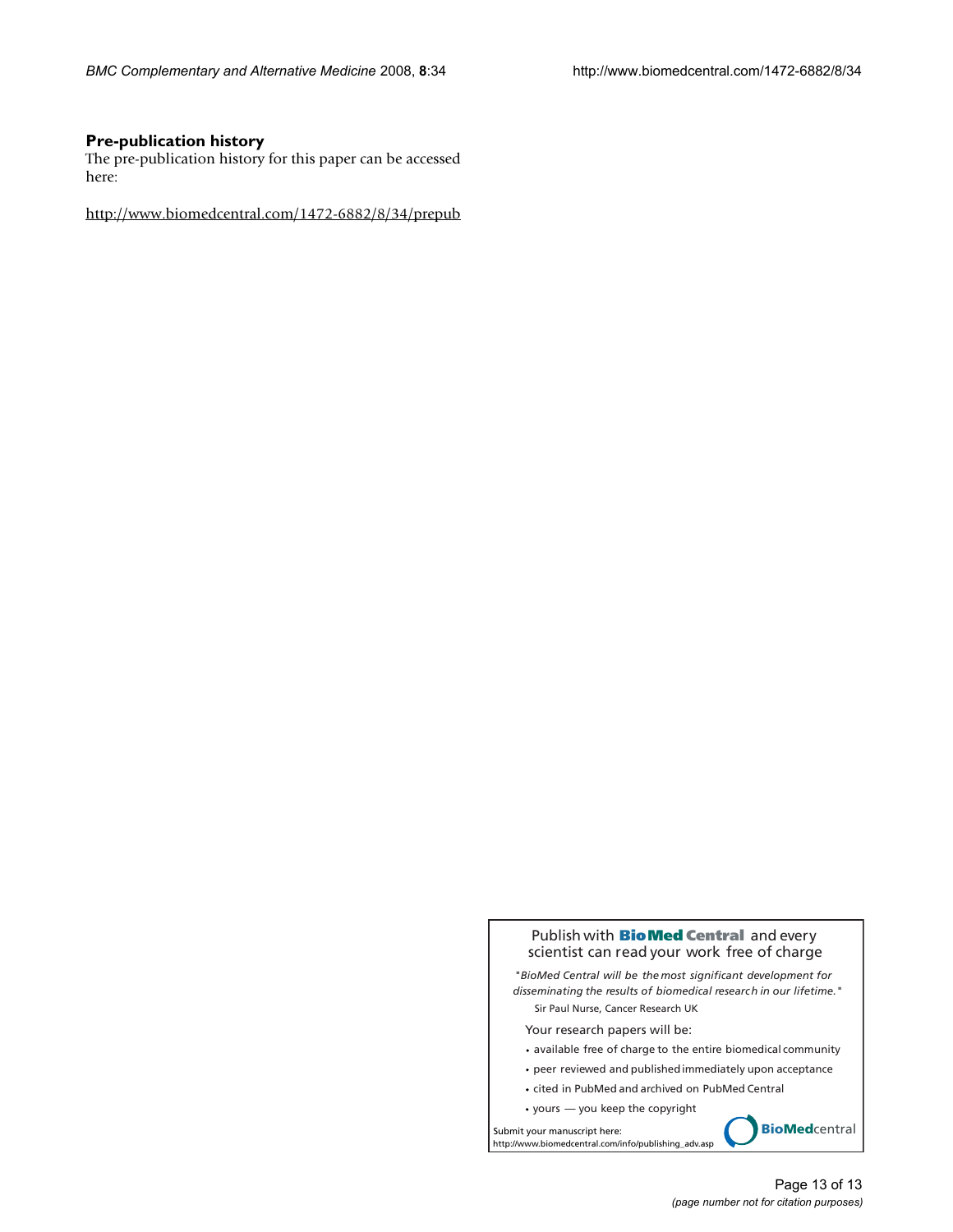### Pre-publication history

The pre-publication history for this paper can be accessed here:

http://www.biomedcentral.com/1472-6882/8/34/prepub

Publish with **BioMed Central** and every scientist can read your work free of charge

*"BioMed Central will be the most significant development for disseminating the results of biomedical research in our lifetime."*

Sir Paul Nurse, Cancer Research UK

Your research papers will be:

- available free of charge to the entire biomedical community
- peer reviewed and published immediately upon acceptance
- cited in PubMed and archived on PubMed Central
- yours — you keep the copyright

Submit your manuscript here:
http://www.biomedcentral.com/info/publishing_adv.asp

**BioMed**central